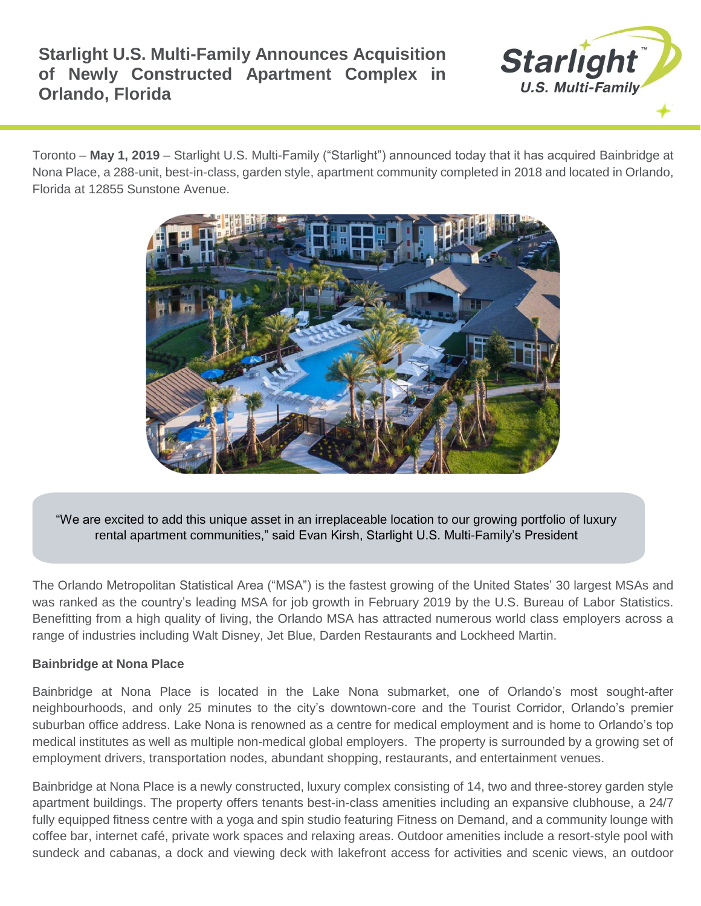# Starlight U.S. Multi-Family Announces Acquisition of Newly Constructed Apartment Complex in Orlando, Florida

Toronto – **May 1, 2019** – Starlight U.S. Multi-Family ("Starlight") announced today that it has acquired Bainbridge at Nona Place, a 288-unit, best-in-class, garden style, apartment community completed in 2018 and located in Orlando, Florida at 12855 Sunstone Avenue.

"We are excited to add this unique asset in an irreplaceable location to our growing portfolio of luxury rental apartment communities," said Evan Kirsh, Starlight U.S. Multi-Family's President

The Orlando Metropolitan Statistical Area ("MSA") is the fastest growing of the United States' 30 largest MSAs and was ranked as the country's leading MSA for job growth in February 2019 by the U.S. Bureau of Labor Statistics. Benefitting from a high quality of living, the Orlando MSA has attracted numerous world class employers across a range of industries including Walt Disney, Jet Blue, Darden Restaurants and Lockheed Martin.

**Bainbridge at Nona Place**

Bainbridge at Nona Place is located in the Lake Nona submarket, one of Orlando's most sought-after neighbourhoods, and only 25 minutes to the city's downtown-core and the Tourist Corridor, Orlando's premier suburban office address. Lake Nona is renowned as a centre for medical employment and is home to Orlando's top medical institutes as well as multiple non-medical global employers. The property is surrounded by a growing set of employment drivers, transportation nodes, abundant shopping, restaurants, and entertainment venues.

Bainbridge at Nona Place is a newly constructed, luxury complex consisting of 14, two and three-storey garden style apartment buildings. The property offers tenants best-in-class amenities including an expansive clubhouse, a 24/7 fully equipped fitness centre with a yoga and spin studio featuring Fitness on Demand, and a community lounge with coffee bar, internet café, private work spaces and relaxing areas. Outdoor amenities include a resort-style pool with sundeck and cabanas, a dock and viewing deck with lakefront access for activities and scenic views, an outdoor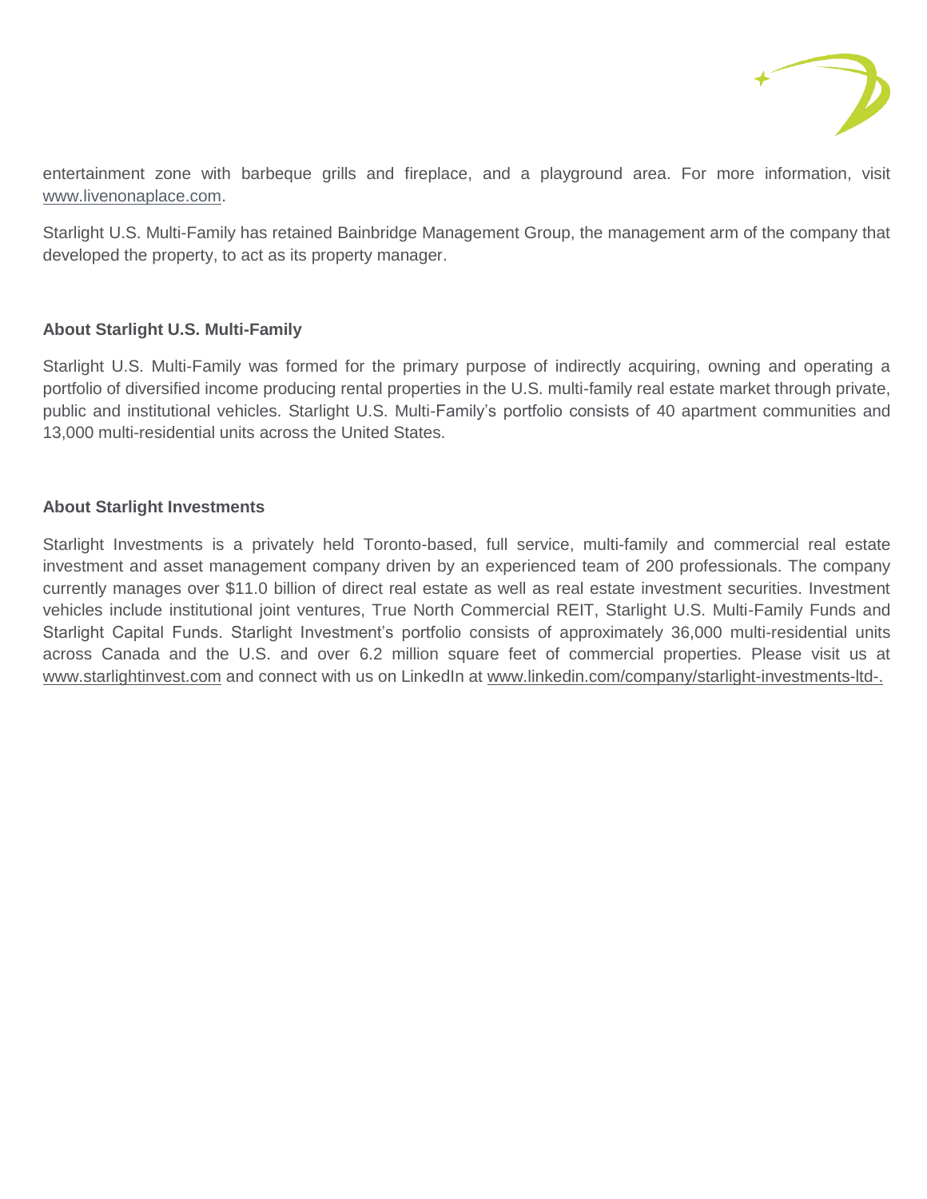entertainment zone with barbeque grills and fireplace, and a playground area. For more information, visit www.livenonaplace.com.

Starlight U.S. Multi-Family has retained Bainbridge Management Group, the management arm of the company that developed the property, to act as its property manager.

**About Starlight U.S. Multi-Family**

Starlight U.S. Multi-Family was formed for the primary purpose of indirectly acquiring, owning and operating a portfolio of diversified income producing rental properties in the U.S. multi-family real estate market through private, public and institutional vehicles. Starlight U.S. Multi-Family's portfolio consists of 40 apartment communities and 13,000 multi-residential units across the United States.

**About Starlight Investments**

Starlight Investments is a privately held Toronto-based, full service, multi-family and commercial real estate investment and asset management company driven by an experienced team of 200 professionals. The company currently manages over $11.0 billion of direct real estate as well as real estate investment securities. Investment vehicles include institutional joint ventures, True North Commercial REIT, Starlight U.S. Multi-Family Funds and Starlight Capital Funds. Starlight Investment's portfolio consists of approximately 36,000 multi-residential units across Canada and the U.S. and over 6.2 million square feet of commercial properties. Please visit us at www.starlightinvest.com and connect with us on LinkedIn at www.linkedin.com/company/starlight-investments-ltd-.